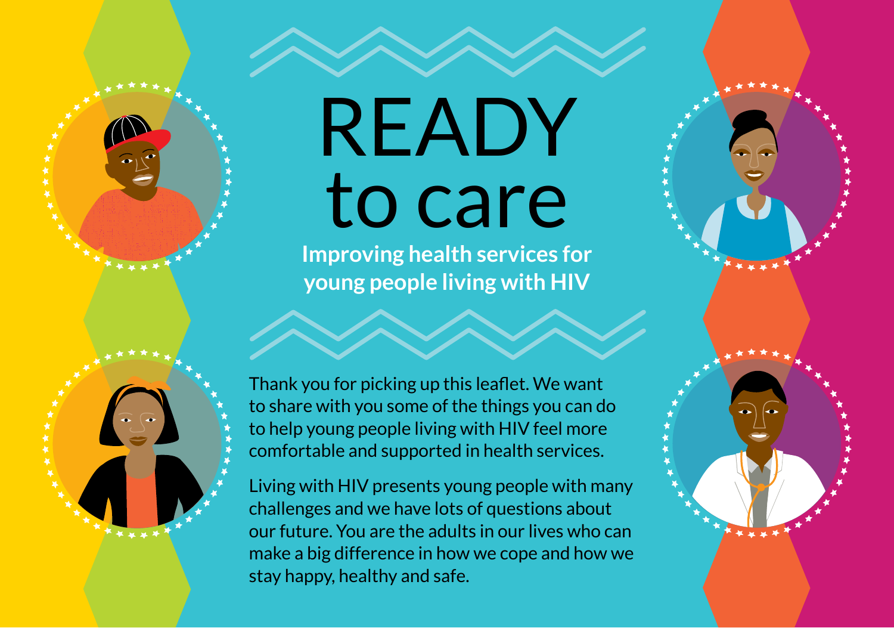# READY to care

**Improving health services for young people living with HIV**

Thank you for picking up this leaflet. We want to share with you some of the things you can do to help young people living with HIV feel more comfortable and supported in health services.

Living with HIV presents young people with many challenges and we have lots of questions about our future. You are the adults in our lives who can make a big difference in how we cope and how we stay happy, healthy and safe.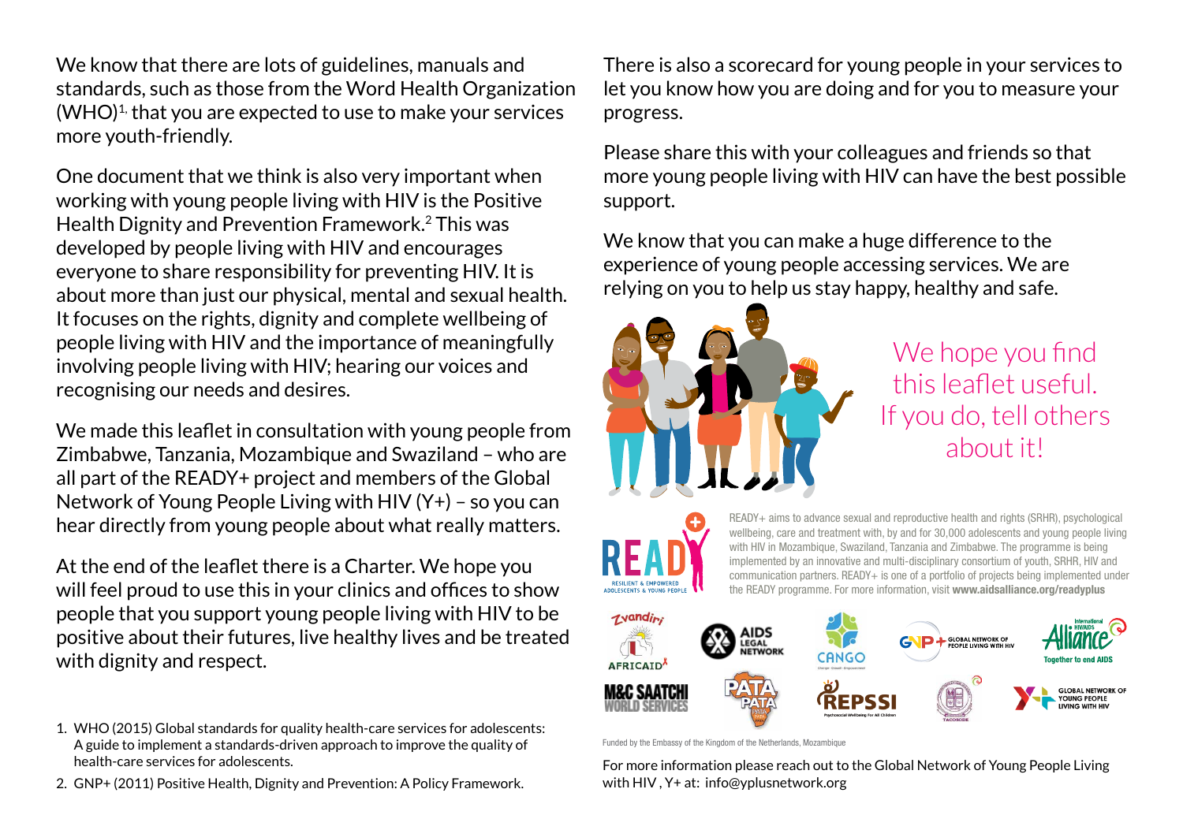We know that there are lots of guidelines, manuals and standards, such as those from the Word Health Organization (WHO)[1], that you are expected to use to make your services more youth-friendly.

One document that we think is also very important when working with young people living with HIV is the Positive Health Dignity and Prevention Framework.[2] This was developed by people living with HIV and encourages everyone to share responsibility for preventing HIV. It is about more than just our physical, mental and sexual health. It focuses on the rights, dignity and complete wellbeing of people living with HIV and the importance of meaningfully involving people living with HIV; hearing our voices and recognising our needs and desires.

We made this leaflet in consultation with young people from Zimbabwe, Tanzania, Mozambique and Swaziland – who are all part of the READY+ project and members of the Global Network of Young People Living with HIV (Y+) – so you can hear directly from young people about what really matters.

At the end of the leaflet there is a Charter. We hope you will feel proud to use this in your clinics and offices to show people that you support young people living with HIV to be positive about their futures, live healthy lives and be treated with dignity and respect.

1. WHO (2015) Global standards for quality health-care services for adolescents: A guide to implement a standards-driven approach to improve the quality of health-care services for adolescents.
2. GNP+ (2011) Positive Health, Dignity and Prevention: A Policy Framework.

There is also a scorecard for young people in your services to let you know how you are doing and for you to measure your progress.

Please share this with your colleagues and friends so that more young people living with HIV can have the best possible support.

We know that you can make a huge difference to the experience of young people accessing services. We are relying on you to help us stay happy, healthy and safe.

We hope you find this leaflet useful. If you do, tell others about it!

READY+ aims to advance sexual and reproductive health and rights (SRHR), psychological wellbeing, care and treatment with, by and for 30,000 adolescents and young people living with HIV in Mozambique, Swaziland, Tanzania and Zimbabwe. The programme is being implemented by an innovative and multi-disciplinary consortium of youth, SRHR, HIV and communication partners. READY+ is one of a portfolio of projects being implemented under the READY programme. For more information, visit **www.aidsalliance.org/readyplus**

Funded by the Embassy of the Kingdom of the Netherlands, Mozambique

For more information please reach out to the Global Network of Young People Living with HIV , Y+ at: info@yplusnetwork.org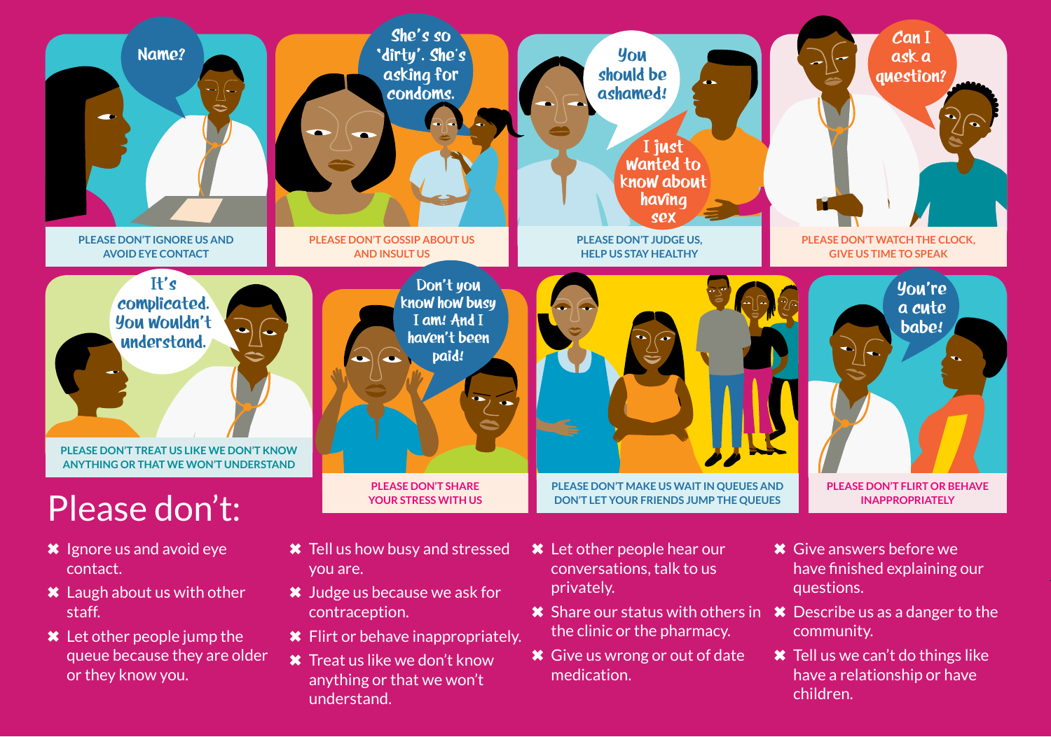PLEASE DON'T IGNORE US AND AVOID EYE CONTACT

PLEASE DON'T GOSSIP ABOUT US AND INSULT US

PLEASE DON'T JUDGE US, HELP US STAY HEALTHY

PLEASE DON'T WATCH THE CLOCK, GIVE US TIME TO SPEAK

PLEASE DON'T TREAT US LIKE WE DON'T KNOW ANYTHING OR THAT WE WON'T UNDERSTAND

PLEASE DON'T SHARE YOUR STRESS WITH US

PLEASE DON'T MAKE US WAIT IN QUEUES AND DON'T LET YOUR FRIENDS JUMP THE QUEUES

PLEASE DON'T FLIRT OR BEHAVE INAPPROPRIATELY

# Please don't:

- ✖ Ignore us and avoid eye contact.
- ✖ Laugh about us with other staff.
- ✖ Let other people jump the queue because they are older or they know you.
- ✖ Tell us how busy and stressed you are.
- ✖ Judge us because we ask for contraception.
- ✖ Flirt or behave inappropriately.
- ✖ Treat us like we don't know anything or that we won't understand.
- ✖ Let other people hear our conversations, talk to us privately.
- ✖ Share our status with others in the clinic or the pharmacy.
- ✖ Give us wrong or out of date medication.
- ✖ Give answers before we have finished explaining our questions.
- ✖ Describe us as a danger to the community.
- ✖ Tell us we can't do things like have a relationship or have children.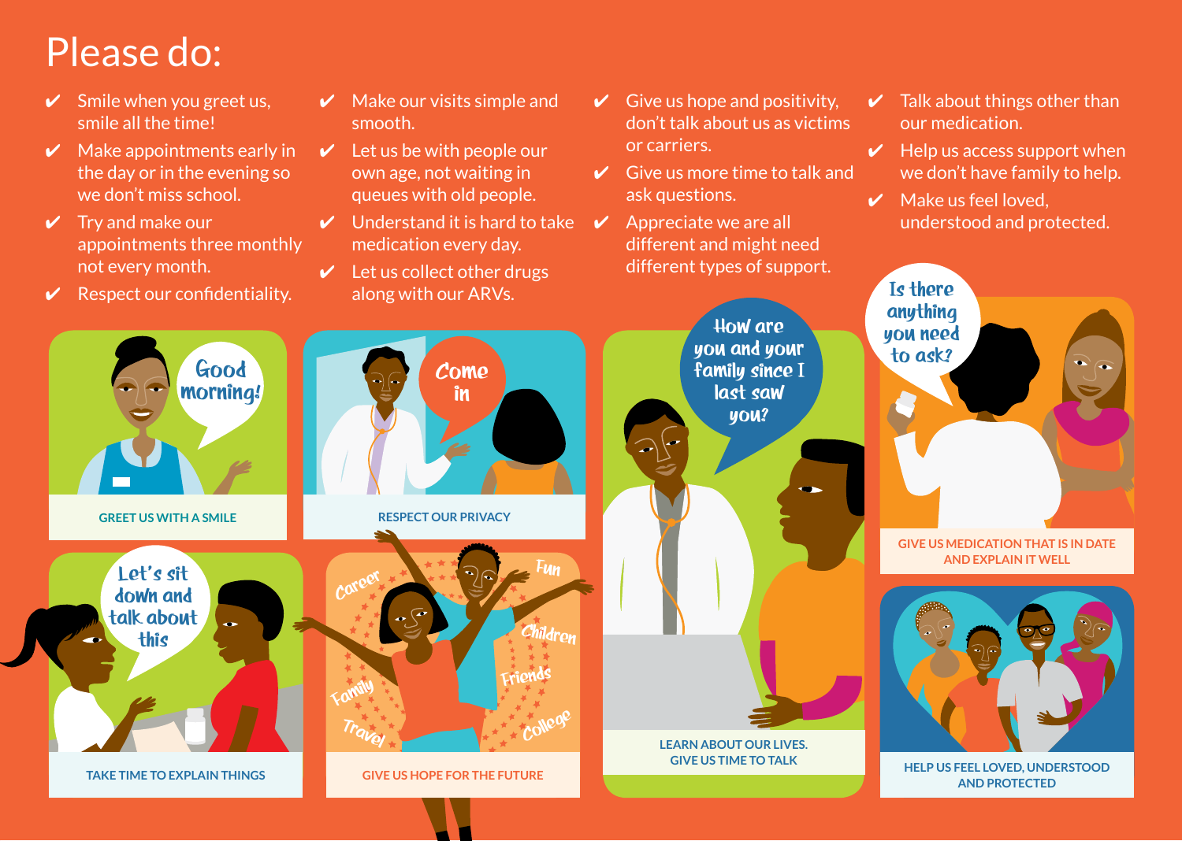# Please do:

- ✔ Smile when you greet us, smile all the time!
- ✔ Make appointments early in the day or in the evening so we don't miss school.
- ✔ Try and make our appointments three monthly not every month.
- ✔ Respect our confidentiality.
- ✔ Make our visits simple and smooth.
- ✔ Let us be with people our own age, not waiting in queues with old people.
- ✔ Understand it is hard to take medication every day.
- ✔ Let us collect other drugs along with our ARVs.
- ✔ Give us hope and positivity, don't talk about us as victims or carriers.
- ✔ Give us more time to talk and ask questions.
- ✔ Appreciate we are all different and might need different types of support.
- ✔ Talk about things other than our medication.
- ✔ Help us access support when we don't have family to help.
- ✔ Make us feel loved, understood and protected.

Good morning!

GREET US WITH A SMILE

Come in

RESPECT OUR PRIVACY

How are you and your family since I last saw you?

LEARN ABOUT OUR LIVES. GIVE US TIME TO TALK

Is there anything you need to ask?

GIVE US MEDICATION THAT IS IN DATE AND EXPLAIN IT WELL

Let's sit down and talk about this

TAKE TIME TO EXPLAIN THINGS

Career, Fun, Children, Friends, College, Travel, Family

GIVE US HOPE FOR THE FUTURE

HELP US FEEL LOVED, UNDERSTOOD AND PROTECTED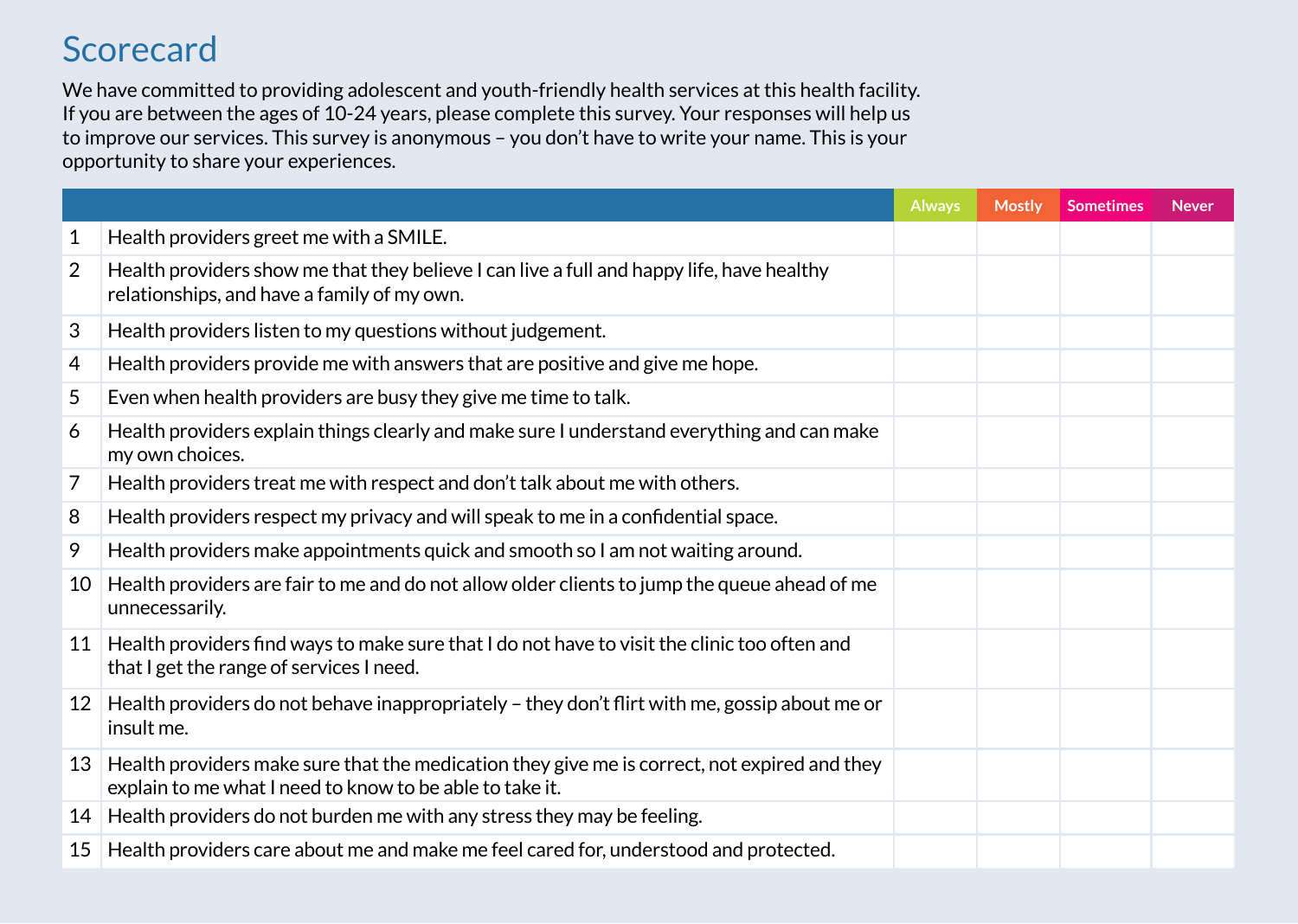# Scorecard

We have committed to providing adolescent and youth-friendly health services at this health facility. If you are between the ages of 10-24 years, please complete this survey. Your responses will help us to improve our services. This survey is anonymous – you don't have to write your name. This is your opportunity to share your experiences.

| | | Always | Mostly | Sometimes | Never |
|---|---|---|---|---|---|
| 1 | Health providers greet me with a SMILE. | | | | |
| 2 | Health providers show me that they believe I can live a full and happy life, have healthy relationships, and have a family of my own. | | | | |
| 3 | Health providers listen to my questions without judgement. | | | | |
| 4 | Health providers provide me with answers that are positive and give me hope. | | | | |
| 5 | Even when health providers are busy they give me time to talk. | | | | |
| 6 | Health providers explain things clearly and make sure I understand everything and can make my own choices. | | | | |
| 7 | Health providers treat me with respect and don't talk about me with others. | | | | |
| 8 | Health providers respect my privacy and will speak to me in a confidential space. | | | | |
| 9 | Health providers make appointments quick and smooth so I am not waiting around. | | | | |
| 10 | Health providers are fair to me and do not allow older clients to jump the queue ahead of me unnecessarily. | | | | |
| 11 | Health providers find ways to make sure that I do not have to visit the clinic too often and that I get the range of services I need. | | | | |
| 12 | Health providers do not behave inappropriately – they don't flirt with me, gossip about me or insult me. | | | | |
| 13 | Health providers make sure that the medication they give me is correct, not expired and they explain to me what I need to know to be able to take it. | | | | |
| 14 | Health providers do not burden me with any stress they may be feeling. | | | | |
| 15 | Health providers care about me and make me feel cared for, understood and protected. | | | | |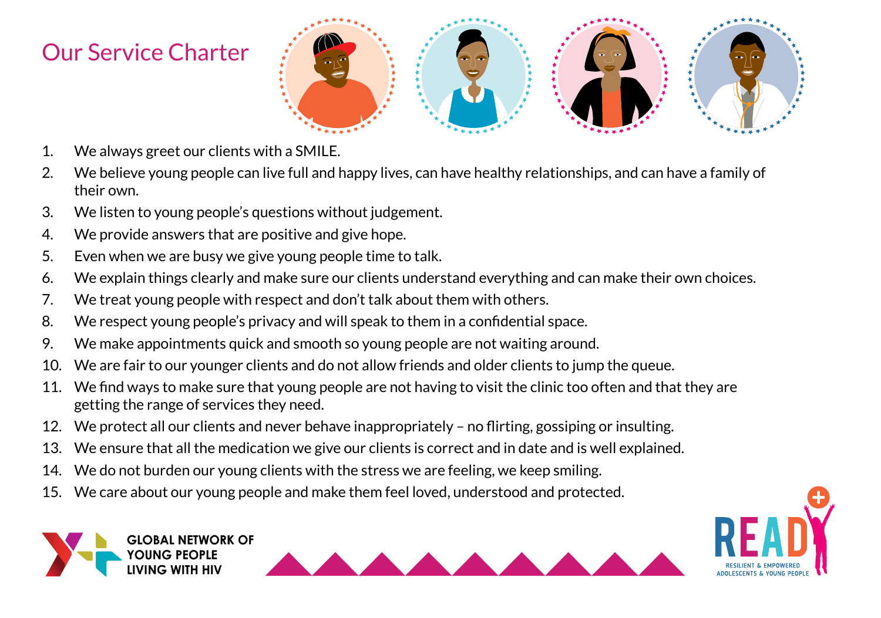# Our Service Charter

1. We always greet our clients with a SMILE.
2. We believe young people can live full and happy lives, can have healthy relationships, and can have a family of their own.
3. We listen to young people's questions without judgement.
4. We provide answers that are positive and give hope.
5. Even when we are busy we give young people time to talk.
6. We explain things clearly and make sure our clients understand everything and can make their own choices.
7. We treat young people with respect and don't talk about them with others.
8. We respect young people's privacy and will speak to them in a confidential space.
9. We make appointments quick and smooth so young people are not waiting around.
10. We are fair to our younger clients and do not allow friends and older clients to jump the queue.
11. We find ways to make sure that young people are not having to visit the clinic too often and that they are getting the range of services they need.
12. We protect all our clients and never behave inappropriately – no flirting, gossiping or insulting.
13. We ensure that all the medication we give our clients is correct and in date and is well explained.
14. We do not burden our young clients with the stress we are feeling, we keep smiling.
15. We care about our young people and make them feel loved, understood and protected.

GLOBAL NETWORK OF YOUNG PEOPLE LIVING WITH HIV

READY+ RESILIENT & EMPOWERED ADOLESCENTS & YOUNG PEOPLE